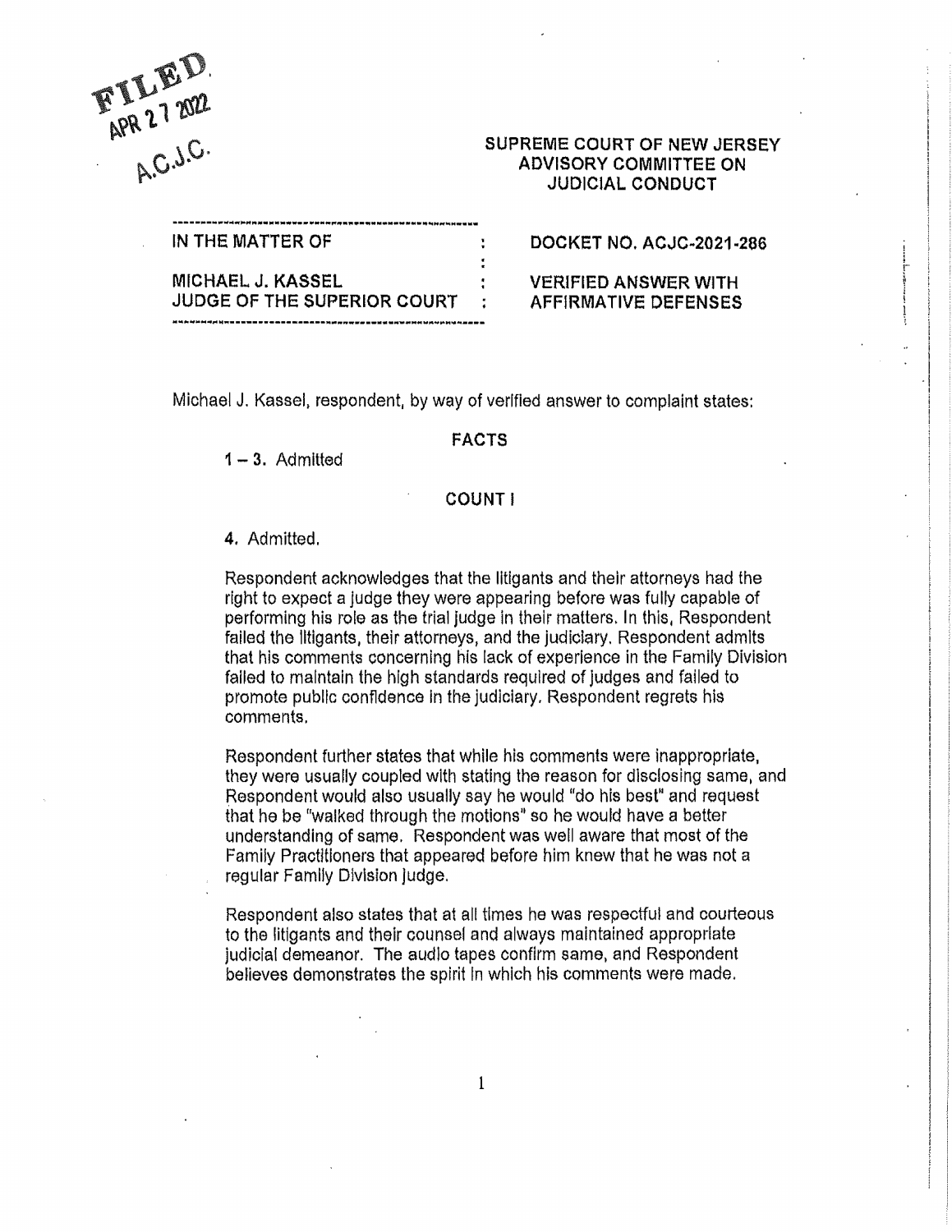FILED
APR 27 2022
A.C.J.C.

**SUPREME COURT OF NEW JERSEY**
**ADVISORY COMMITTEE ON**
**JUDICIAL CONDUCT**

| | |
|---|---|
| **IN THE MATTER OF** | **DOCKET NO. ACJC-2021-286** |
| **MICHAEL J. KASSEL** **JUDGE OF THE SUPERIOR COURT** | **VERIFIED ANSWER WITH AFFIRMATIVE DEFENSES** |

Michael J. Kassel, respondent, by way of verified answer to complaint states:

**FACTS**

**1 – 3.** Admitted

**COUNT I**

**4.** Admitted.

Respondent acknowledges that the litigants and their attorneys had the right to expect a judge they were appearing before was fully capable of performing his role as the trial judge in their matters. In this, Respondent failed the litigants, their attorneys, and the judiciary. Respondent admits that his comments concerning his lack of experience in the Family Division failed to maintain the high standards required of judges and failed to promote public confidence in the judiciary. Respondent regrets his comments.

Respondent further states that while his comments were inappropriate, they were usually coupled with stating the reason for disclosing same, and Respondent would also usually say he would "do his best" and request that he be "walked through the motions" so he would have a better understanding of same. Respondent was well aware that most of the Family Practitioners that appeared before him knew that he was not a regular Family Division judge.

Respondent also states that at all times he was respectful and courteous to the litigants and their counsel and always maintained appropriate judicial demeanor. The audio tapes confirm same, and Respondent believes demonstrates the spirit in which his comments were made.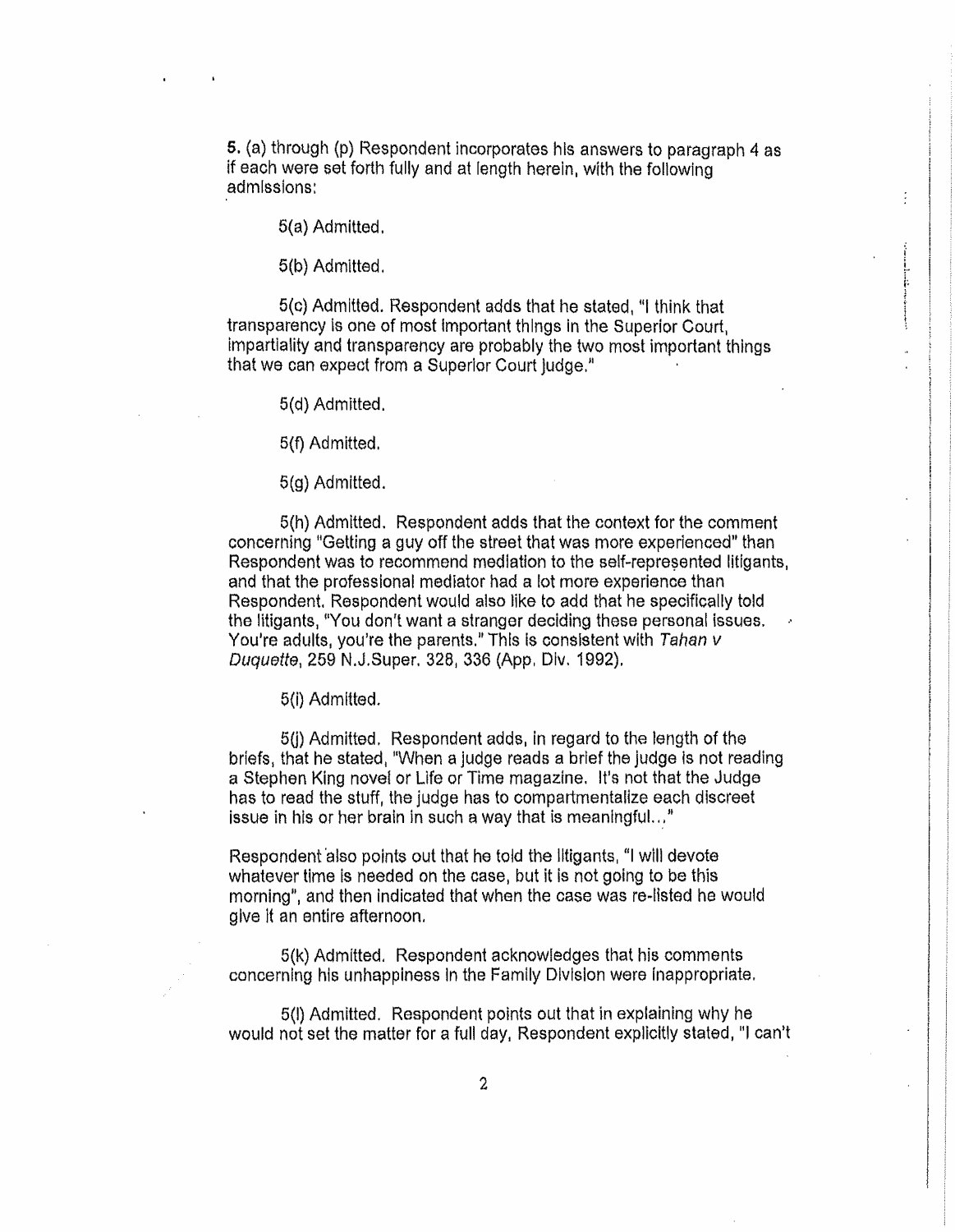**5.** (a) through (p) Respondent incorporates his answers to paragraph 4 as if each were set forth fully and at length herein, with the following admissions:

5(a) Admitted.

5(b) Admitted.

5(c) Admitted. Respondent adds that he stated, "I think that transparency is one of most important things in the Superior Court, impartiality and transparency are probably the two most important things that we can expect from a Superior Court judge."

5(d) Admitted.

5(f) Admitted.

5(g) Admitted.

5(h) Admitted. Respondent adds that the context for the comment concerning "Getting a guy off the street that was more experienced" than Respondent was to recommend mediation to the self-represented litigants, and that the professional mediator had a lot more experience than Respondent. Respondent would also like to add that he specifically told the litigants, "You don't want a stranger deciding these personal issues. You're adults, you're the parents." This is consistent with *Tahan v Duquette*, 259 N.J.Super. 328, 336 (App. Div. 1992).

5(i) Admitted.

5(j) Admitted. Respondent adds, in regard to the length of the briefs, that he stated, "When a judge reads a brief the judge is not reading a Stephen King novel or Life or Time magazine. It's not that the Judge has to read the stuff, the judge has to compartmentalize each discreet issue in his or her brain in such a way that is meaningful..."

Respondent also points out that he told the litigants, "I will devote whatever time is needed on the case, but it is not going to be this morning", and then indicated that when the case was re-listed he would give it an entire afternoon.

5(k) Admitted. Respondent acknowledges that his comments concerning his unhappiness in the Family Division were inappropriate.

5(l) Admitted. Respondent points out that in explaining why he would not set the matter for a full day, Respondent explicitly stated, "I can't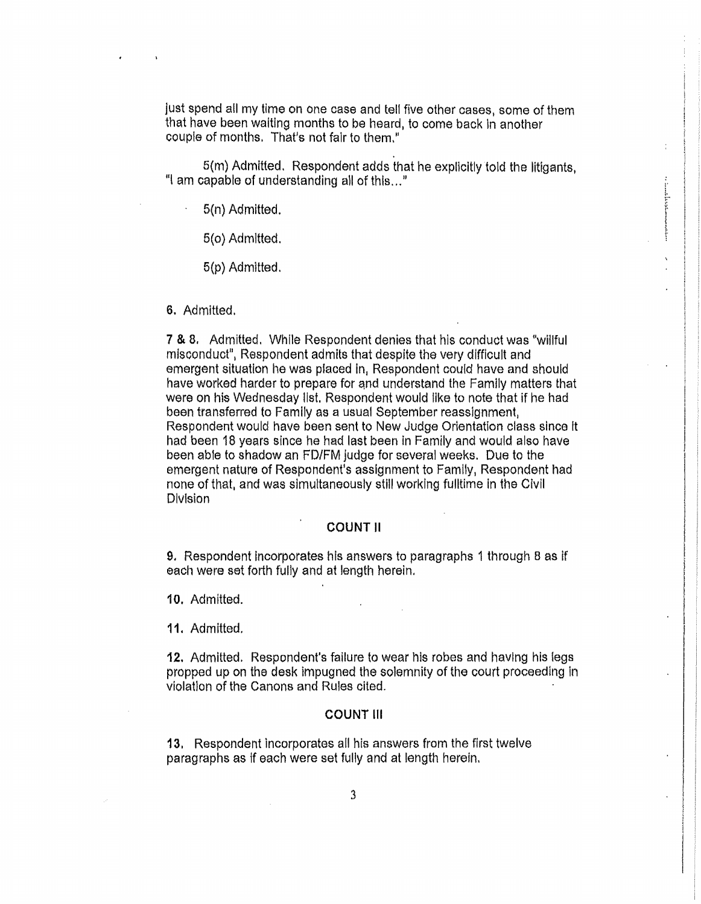just spend all my time on one case and tell five other cases, some of them that have been waiting months to be heard, to come back in another couple of months. That's not fair to them."

5(m) Admitted. Respondent adds that he explicitly told the litigants, "I am capable of understanding all of this..."

5(n) Admitted.

5(o) Admitted.

5(p) Admitted.

**6.** Admitted.

**7 & 8.** Admitted. While Respondent denies that his conduct was "willful misconduct", Respondent admits that despite the very difficult and emergent situation he was placed in, Respondent could have and should have worked harder to prepare for and understand the Family matters that were on his Wednesday list. Respondent would like to note that if he had been transferred to Family as a usual September reassignment, Respondent would have been sent to New Judge Orientation class since it had been 18 years since he had last been in Family and would also have been able to shadow an FD/FM judge for several weeks. Due to the emergent nature of Respondent's assignment to Family, Respondent had none of that, and was simultaneously still working fulltime in the Civil Division

## COUNT II

**9.** Respondent incorporates his answers to paragraphs 1 through 8 as if each were set forth fully and at length herein.

**10.** Admitted.

**11.** Admitted.

**12.** Admitted. Respondent's failure to wear his robes and having his legs propped up on the desk impugned the solemnity of the court proceeding in violation of the Canons and Rules cited.

## COUNT III

**13.** Respondent incorporates all his answers from the first twelve paragraphs as if each were set fully and at length herein.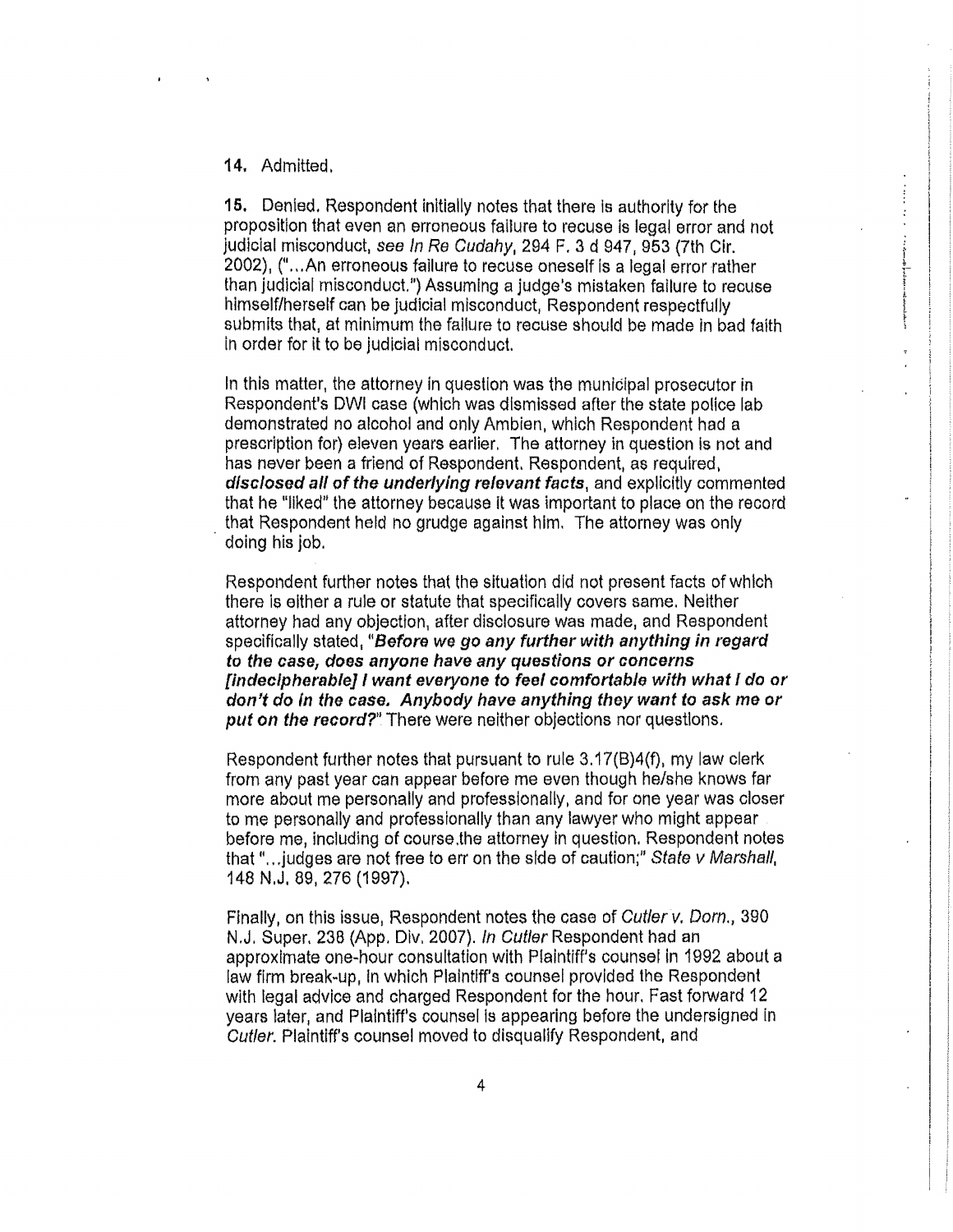**14.** Admitted.

**15.** Denied. Respondent initially notes that there is authority for the proposition that even an erroneous failure to recuse is legal error and not judicial misconduct, *see In Re Cudahy*, 294 F. 3 d 947, 953 (7th Cir. 2002), ("...An erroneous failure to recuse oneself is a legal error rather than judicial misconduct.") Assuming a judge's mistaken failure to recuse himself/herself can be judicial misconduct, Respondent respectfully submits that, at minimum the failure to recuse should be made in bad faith in order for it to be judicial misconduct.

In this matter, the attorney in question was the municipal prosecutor in Respondent's DWI case (which was dismissed after the state police lab demonstrated no alcohol and only Ambien, which Respondent had a prescription for) eleven years earlier. The attorney in question is not and has never been a friend of Respondent. Respondent, as required, ***disclosed all of the underlying relevant facts***, and explicitly commented that he "liked" the attorney because it was important to place on the record that Respondent held no grudge against him. The attorney was only doing his job.

Respondent further notes that the situation did not present facts of which there is either a rule or statute that specifically covers same. Neither attorney had any objection, after disclosure was made, and Respondent specifically stated, "***Before we go any further with anything in regard to the case, does anyone have any questions or concerns [indecipherable] I want everyone to feel comfortable with what I do or don't do in the case. Anybody have anything they want to ask me or put on the record?***" There were neither objections nor questions.

Respondent further notes that pursuant to rule 3.17(B)4(f), my law clerk from any past year can appear before me even though he/she knows far more about me personally and professionally, and for one year was closer to me personally and professionally than any lawyer who might appear before me, including of course the attorney in question. Respondent notes that "...judges are not free to err on the side of caution;" *State v Marshall*, 148 N.J. 89, 276 (1997).

Finally, on this issue, Respondent notes the case of *Cutler v. Dorn.*, 390 N.J. Super. 238 (App. Div. 2007). *In Cutler* Respondent had an approximate one-hour consultation with Plaintiff's counsel in 1992 about a law firm break-up, in which Plaintiff's counsel provided the Respondent with legal advice and charged Respondent for the hour. Fast forward 12 years later, and Plaintiff's counsel is appearing before the undersigned in *Cutler*. Plaintiff's counsel moved to disqualify Respondent, and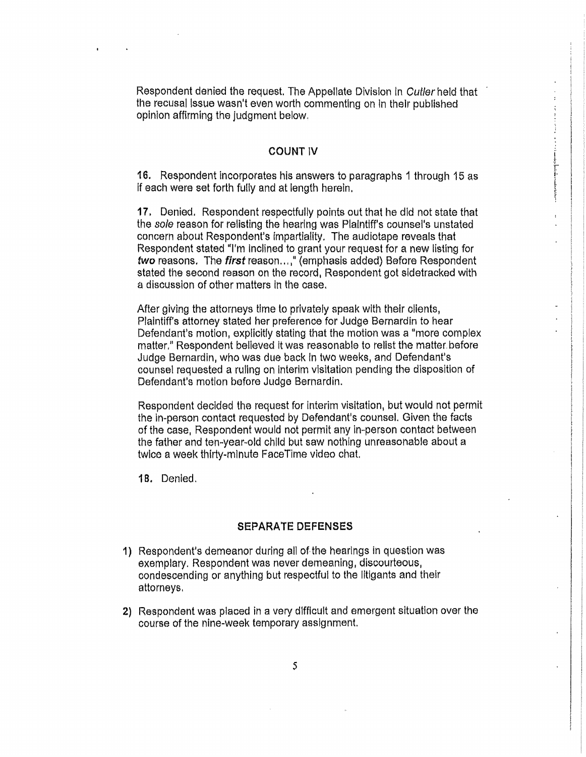Respondent denied the request. The Appellate Division in *Cutler* held that the recusal issue wasn't even worth commenting on in their published opinion affirming the judgment below.

## COUNT IV

**16.** Respondent incorporates his answers to paragraphs 1 through 15 as if each were set forth fully and at length herein.

**17.** Denied. Respondent respectfully points out that he did not state that the *sole* reason for relisting the hearing was Plaintiff's counsel's unstated concern about Respondent's impartiality. The audiotape reveals that Respondent stated "I'm inclined to grant your request for a new listing for ***two*** reasons. The ***first*** reason...," (emphasis added) Before Respondent stated the second reason on the record, Respondent got sidetracked with a discussion of other matters in the case.

After giving the attorneys time to privately speak with their clients, Plaintiff's attorney stated her preference for Judge Bernardin to hear Defendant's motion, explicitly stating that the motion was a "more complex matter." Respondent believed it was reasonable to relist the matter before Judge Bernardin, who was due back in two weeks, and Defendant's counsel requested a ruling on interim visitation pending the disposition of Defendant's motion before Judge Bernardin.

Respondent decided the request for interim visitation, but would not permit the in-person contact requested by Defendant's counsel. Given the facts of the case, Respondent would not permit any in-person contact between the father and ten-year-old child but saw nothing unreasonable about a twice a week thirty-minute FaceTime video chat.

**18.** Denied.

## SEPARATE DEFENSES

1) Respondent's demeanor during all of the hearings in question was exemplary. Respondent was never demeaning, discourteous, condescending or anything but respectful to the litigants and their attorneys.

2) Respondent was placed in a very difficult and emergent situation over the course of the nine-week temporary assignment.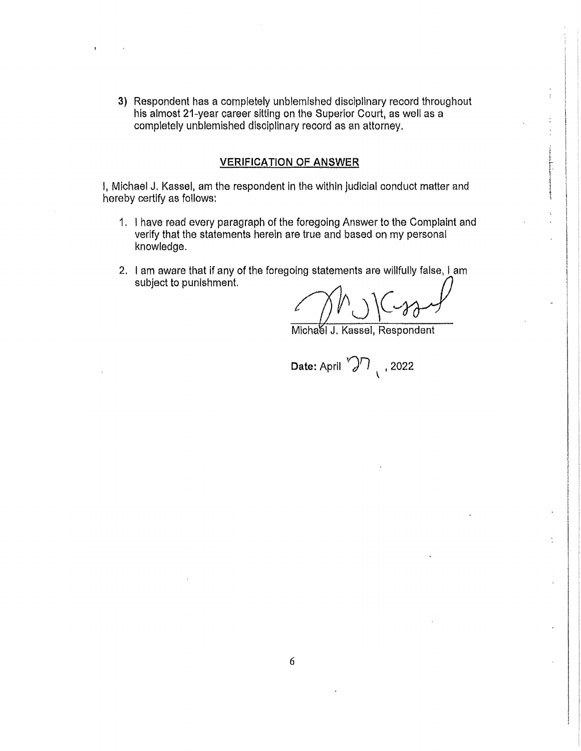3) Respondent has a completely unblemished disciplinary record throughout his almost 21-year career sitting on the Superior Court, as well as a completely unblemished disciplinary record as an attorney.

## VERIFICATION OF ANSWER

I, Michael J. Kassel, am the respondent in the within judicial conduct matter and hereby certify as follows:

1. I have read every paragraph of the foregoing Answer to the Complaint and verify that the statements herein are true and based on my personal knowledge.
2. I am aware that if any of the foregoing statements are willfully false, I am subject to punishment.

Michael J. Kassel, Respondent

**Date:** April 27, 2022